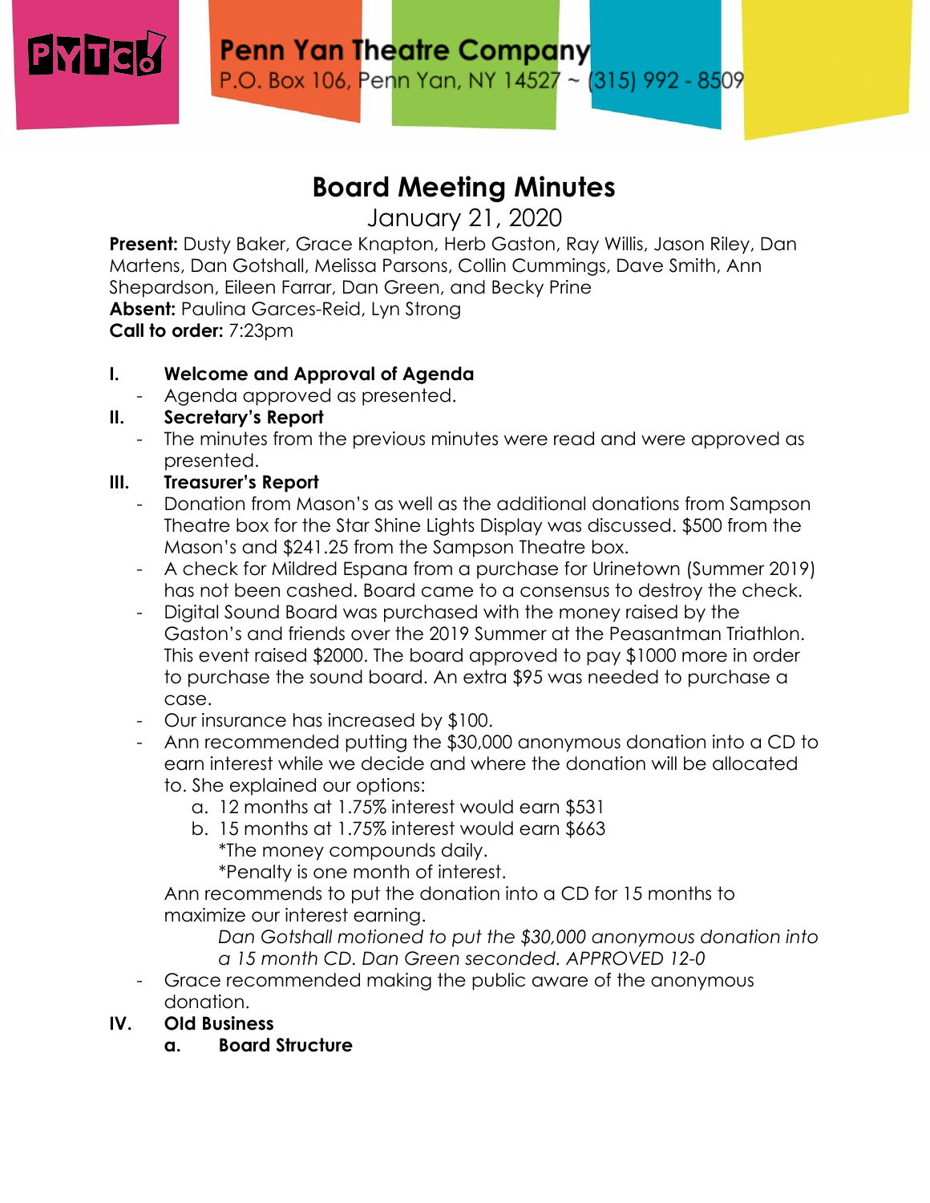**Penn Yan Theatre Company**
P.O. Box 106, Penn Yan, NY 14527 ~ (315) 992 - 8509

# Board Meeting Minutes

January 21, 2020

**Present:** Dusty Baker, Grace Knapton, Herb Gaston, Ray Willis, Jason Riley, Dan Martens, Dan Gotshall, Melissa Parsons, Collin Cummings, Dave Smith, Ann Shepardson, Eileen Farrar, Dan Green, and Becky Prine
**Absent:** Paulina Garces-Reid, Lyn Strong
**Call to order:** 7:23pm

## I. Welcome and Approval of Agenda

- Agenda approved as presented.

## II. Secretary's Report

- The minutes from the previous minutes were read and were approved as presented.

## III. Treasurer's Report

- Donation from Mason's as well as the additional donations from Sampson Theatre box for the Star Shine Lights Display was discussed. $500 from the Mason's and $241.25 from the Sampson Theatre box.
- A check for Mildred Espana from a purchase for Urinetown (Summer 2019) has not been cashed. Board came to a consensus to destroy the check.
- Digital Sound Board was purchased with the money raised by the Gaston's and friends over the 2019 Summer at the Peasantman Triathlon. This event raised $2000. The board approved to pay $1000 more in order to purchase the sound board. An extra $95 was needed to purchase a case.
- Our insurance has increased by $100.
- Ann recommended putting the $30,000 anonymous donation into a CD to earn interest while we decide and where the donation will be allocated to. She explained our options:
    a. 12 months at 1.75% interest would earn $531
    b. 15 months at 1.75% interest would earn $663
       *The money compounds daily.
       *Penalty is one month of interest.

  Ann recommends to put the donation into a CD for 15 months to maximize our interest earning.

  *Dan Gotshall motioned to put the $30,000 anonymous donation into a 15 month CD. Dan Green seconded. APPROVED 12-0*
- Grace recommended making the public aware of the anonymous donation.

## IV. Old Business

### a. Board Structure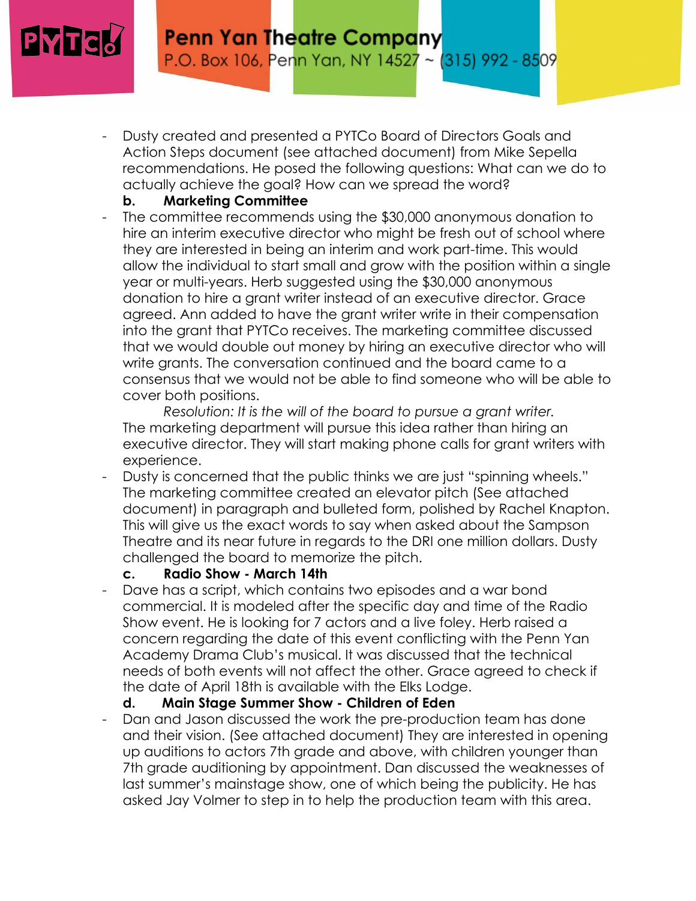- Dusty created and presented a PYTCo Board of Directors Goals and Action Steps document (see attached document) from Mike Sepella recommendations. He posed the following questions: What can we do to actually achieve the goal? How can we spread the word?

**b. Marketing Committee**

- The committee recommends using the $30,000 anonymous donation to hire an interim executive director who might be fresh out of school where they are interested in being an interim and work part-time. This would allow the individual to start small and grow with the position within a single year or multi-years. Herb suggested using the $30,000 anonymous donation to hire a grant writer instead of an executive director. Grace agreed. Ann added to have the grant writer write in their compensation into the grant that PYTCo receives. The marketing committee discussed that we would double out money by hiring an executive director who will write grants. The conversation continued and the board came to a consensus that we would not be able to find someone who will be able to cover both positions.

  *Resolution: It is the will of the board to pursue a grant writer.*
  The marketing department will pursue this idea rather than hiring an executive director. They will start making phone calls for grant writers with experience.
- Dusty is concerned that the public thinks we are just "spinning wheels." The marketing committee created an elevator pitch (See attached document) in paragraph and bulleted form, polished by Rachel Knapton. This will give us the exact words to say when asked about the Sampson Theatre and its near future in regards to the DRI one million dollars. Dusty challenged the board to memorize the pitch.

**c. Radio Show - March 14th**

- Dave has a script, which contains two episodes and a war bond commercial. It is modeled after the specific day and time of the Radio Show event. He is looking for 7 actors and a live foley. Herb raised a concern regarding the date of this event conflicting with the Penn Yan Academy Drama Club's musical. It was discussed that the technical needs of both events will not affect the other. Grace agreed to check if the date of April 18th is available with the Elks Lodge.

**d. Main Stage Summer Show - Children of Eden**

- Dan and Jason discussed the work the pre-production team has done and their vision. (See attached document) They are interested in opening up auditions to actors 7th grade and above, with children younger than 7th grade auditioning by appointment. Dan discussed the weaknesses of last summer's mainstage show, one of which being the publicity. He has asked Jay Volmer to step in to help the production team with this area.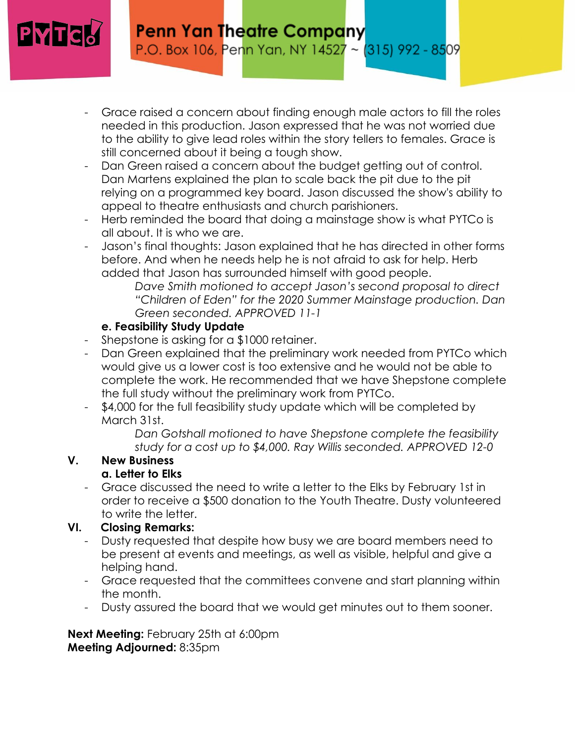- Grace raised a concern about finding enough male actors to fill the roles needed in this production. Jason expressed that he was not worried due to the ability to give lead roles within the story tellers to females. Grace is still concerned about it being a tough show.
- Dan Green raised a concern about the budget getting out of control. Dan Martens explained the plan to scale back the pit due to the pit relying on a programmed key board. Jason discussed the show's ability to appeal to theatre enthusiasts and church parishioners.
- Herb reminded the board that doing a mainstage show is what PYTCo is all about. It is who we are.
- Jason's final thoughts: Jason explained that he has directed in other forms before. And when he needs help he is not afraid to ask for help. Herb added that Jason has surrounded himself with good people.

  *Dave Smith motioned to accept Jason's second proposal to direct "Children of Eden" for the 2020 Summer Mainstage production. Dan Green seconded. APPROVED 11-1*

**e. Feasibility Study Update**

- Shepstone is asking for a $1000 retainer.
- Dan Green explained that the preliminary work needed from PYTCo which would give us a lower cost is too extensive and he would not be able to complete the work. He recommended that we have Shepstone complete the full study without the preliminary work from PYTCo.
- $4,000 for the full feasibility study update which will be completed by March 31st.

  *Dan Gotshall motioned to have Shepstone complete the feasibility study for a cost up to $4,000. Ray Willis seconded. APPROVED 12-0*

## V. New Business

**a. Letter to Elks**

- Grace discussed the need to write a letter to the Elks by February 1st in order to receive a $500 donation to the Youth Theatre. Dusty volunteered to write the letter.

## VI. Closing Remarks:

- Dusty requested that despite how busy we are board members need to be present at events and meetings, as well as visible, helpful and give a helping hand.
- Grace requested that the committees convene and start planning within the month.
- Dusty assured the board that we would get minutes out to them sooner.

**Next Meeting:** February 25th at 6:00pm
**Meeting Adjourned:** 8:35pm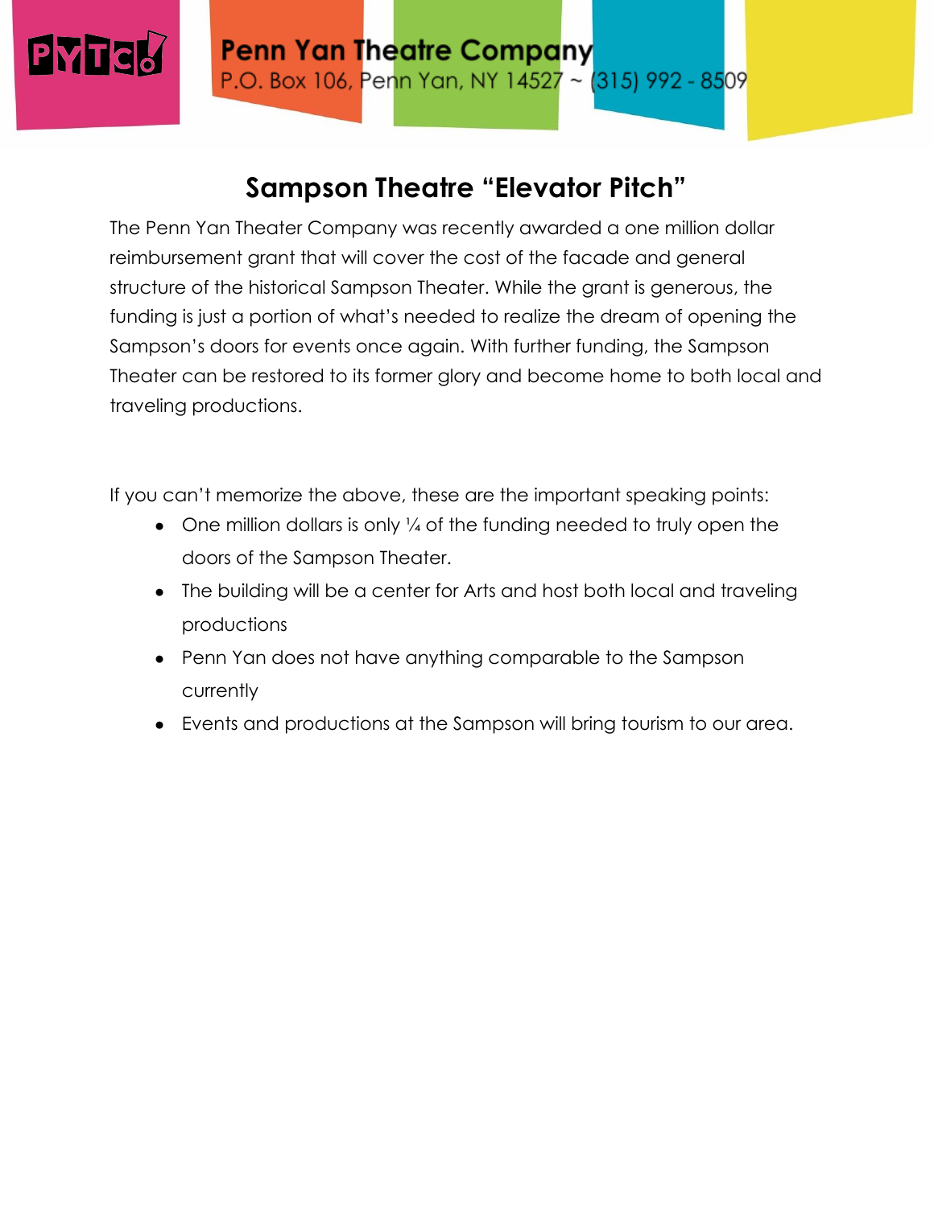**Penn Yan Theatre Company**
P.O. Box 106, Penn Yan, NY 14527 ~ (315) 992 - 8509

# Sampson Theatre "Elevator Pitch"

The Penn Yan Theater Company was recently awarded a one million dollar reimbursement grant that will cover the cost of the facade and general structure of the historical Sampson Theater. While the grant is generous, the funding is just a portion of what's needed to realize the dream of opening the Sampson's doors for events once again. With further funding, the Sampson Theater can be restored to its former glory and become home to both local and traveling productions.

If you can't memorize the above, these are the important speaking points:

- One million dollars is only ¼ of the funding needed to truly open the doors of the Sampson Theater.
- The building will be a center for Arts and host both local and traveling productions
- Penn Yan does not have anything comparable to the Sampson currently
- Events and productions at the Sampson will bring tourism to our area.